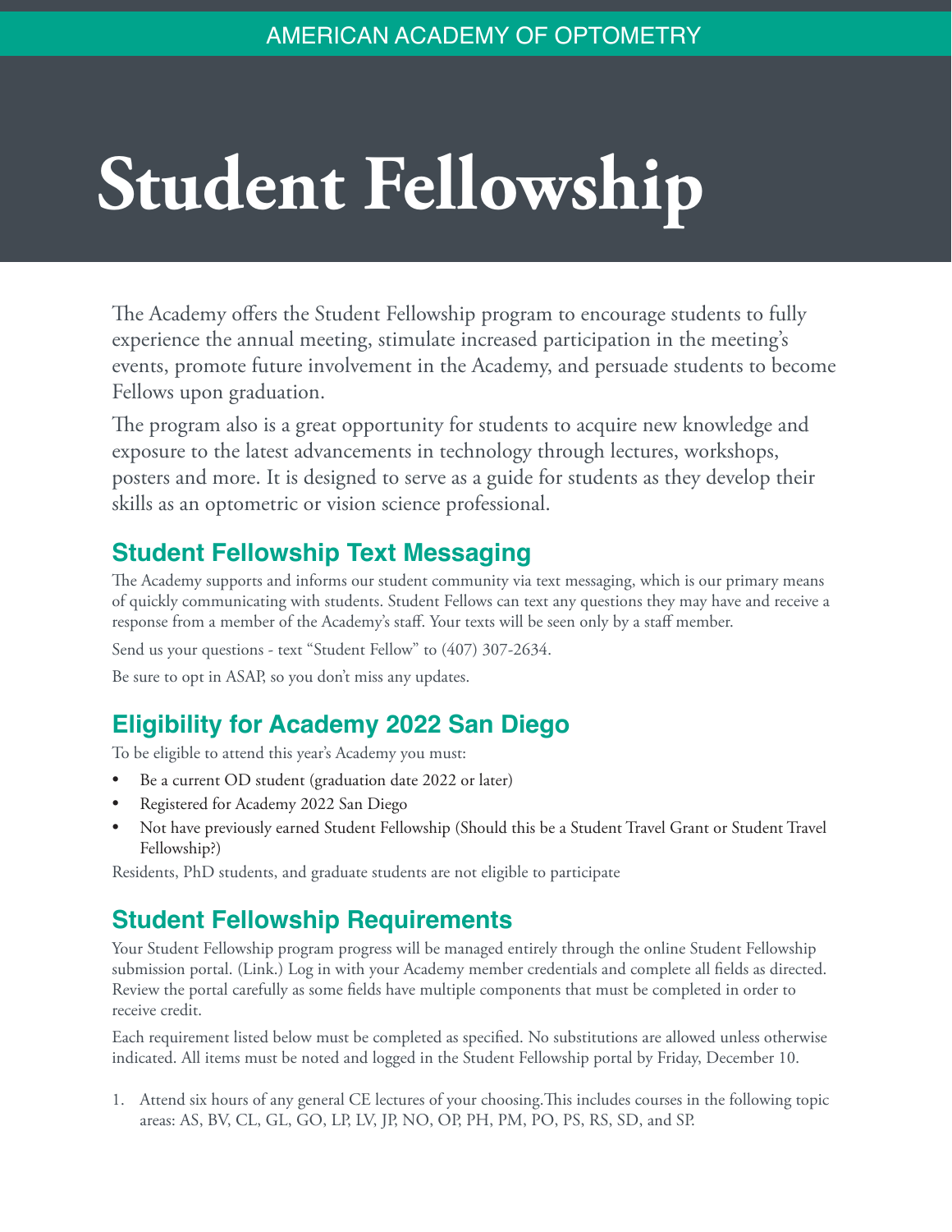AMERICAN ACADEMY OF OPTOMETRY

# Student Fellowship

The Academy offers the Student Fellowship program to encourage students to fully experience the annual meeting, stimulate increased participation in the meeting's events, promote future involvement in the Academy, and persuade students to become Fellows upon graduation.

The program also is a great opportunity for students to acquire new knowledge and exposure to the latest advancements in technology through lectures, workshops, posters and more. It is designed to serve as a guide for students as they develop their skills as an optometric or vision science professional.

## Student Fellowship Text Messaging

The Academy supports and informs our student community via text messaging, which is our primary means of quickly communicating with students. Student Fellows can text any questions they may have and receive a response from a member of the Academy's staff. Your texts will be seen only by a staff member.

Send us your questions - text "Student Fellow" to (407) 307-2634.

Be sure to opt in ASAP, so you don't miss any updates.

## Eligibility for Academy 2022 San Diego

To be eligible to attend this year's Academy you must:

- Be a current OD student (graduation date 2022 or later)
- Registered for Academy 2022 San Diego
- Not have previously earned Student Fellowship (Should this be a Student Travel Grant or Student Travel Fellowship?)

Residents, PhD students, and graduate students are not eligible to participate

## Student Fellowship Requirements

Your Student Fellowship program progress will be managed entirely through the online Student Fellowship submission portal. (Link.) Log in with your Academy member credentials and complete all fields as directed. Review the portal carefully as some fields have multiple components that must be completed in order to receive credit.

Each requirement listed below must be completed as specified. No substitutions are allowed unless otherwise indicated. All items must be noted and logged in the Student Fellowship portal by Friday, December 10.

1. Attend six hours of any general CE lectures of your choosing.This includes courses in the following topic areas: AS, BV, CL, GL, GO, LP, LV, JP, NO, OP, PH, PM, PO, PS, RS, SD, and SP.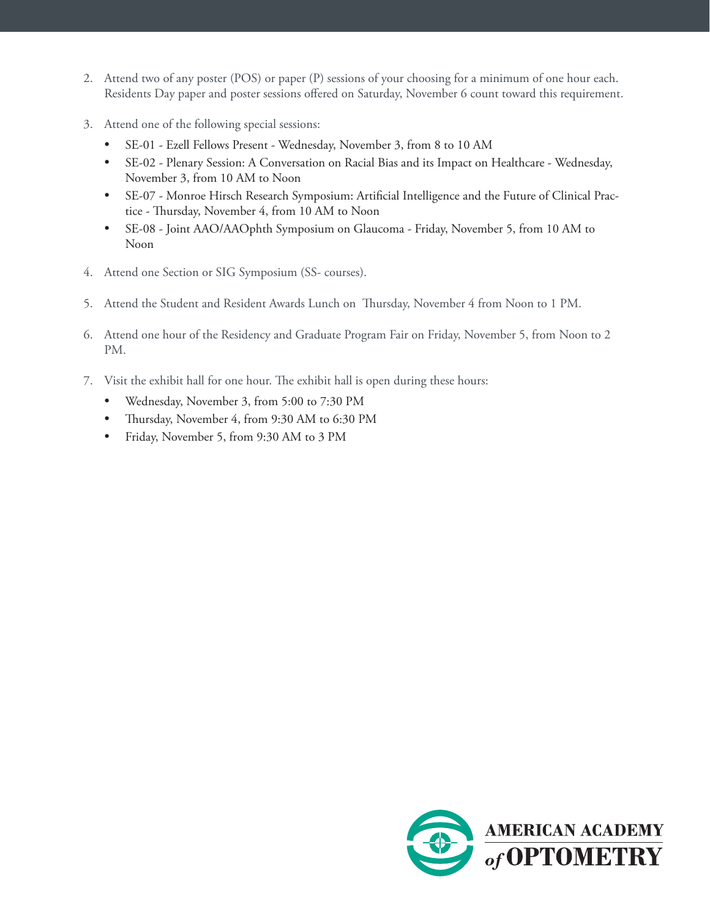2. Attend two of any poster (POS) or paper (P) sessions of your choosing for a minimum of one hour each. Residents Day paper and poster sessions offered on Saturday, November 6 count toward this requirement.

3. Attend one of the following special sessions:
   - SE-01 - Ezell Fellows Present - Wednesday, November 3, from 8 to 10 AM
   - SE-02 - Plenary Session: A Conversation on Racial Bias and its Impact on Healthcare - Wednesday, November 3, from 10 AM to Noon
   - SE-07 - Monroe Hirsch Research Symposium: Artificial Intelligence and the Future of Clinical Practice - Thursday, November 4, from 10 AM to Noon
   - SE-08 - Joint AAO/AAOphth Symposium on Glaucoma - Friday, November 5, from 10 AM to Noon

4. Attend one Section or SIG Symposium (SS- courses).

5. Attend the Student and Resident Awards Lunch on Thursday, November 4 from Noon to 1 PM.

6. Attend one hour of the Residency and Graduate Program Fair on Friday, November 5, from Noon to 2 PM.

7. Visit the exhibit hall for one hour. The exhibit hall is open during these hours:
   - Wednesday, November 3, from 5:00 to 7:30 PM
   - Thursday, November 4, from 9:30 AM to 6:30 PM
   - Friday, November 5, from 9:30 AM to 3 PM

AMERICAN ACADEMY *of* OPTOMETRY